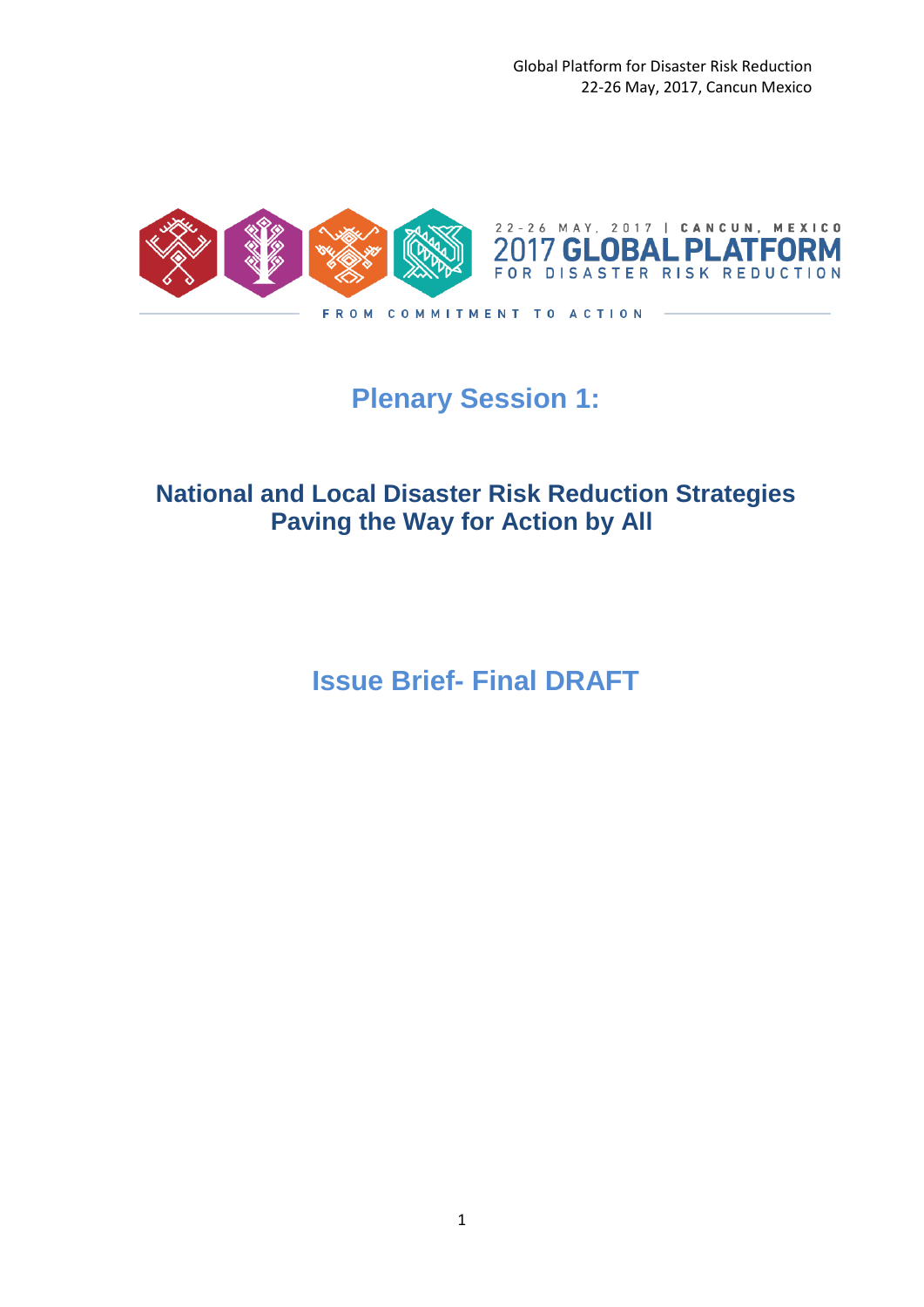Global Platform for Disaster Risk Reduction
22-26 May, 2017, Cancun Mexico

22-26 MAY, 2017 | CANCUN, MEXICO
2017 GLOBAL PLATFORM
FOR DISASTER RISK REDUCTION

FROM COMMITMENT TO ACTION

# Plenary Session 1:

## National and Local Disaster Risk Reduction Strategies Paving the Way for Action by All

# Issue Brief- Final DRAFT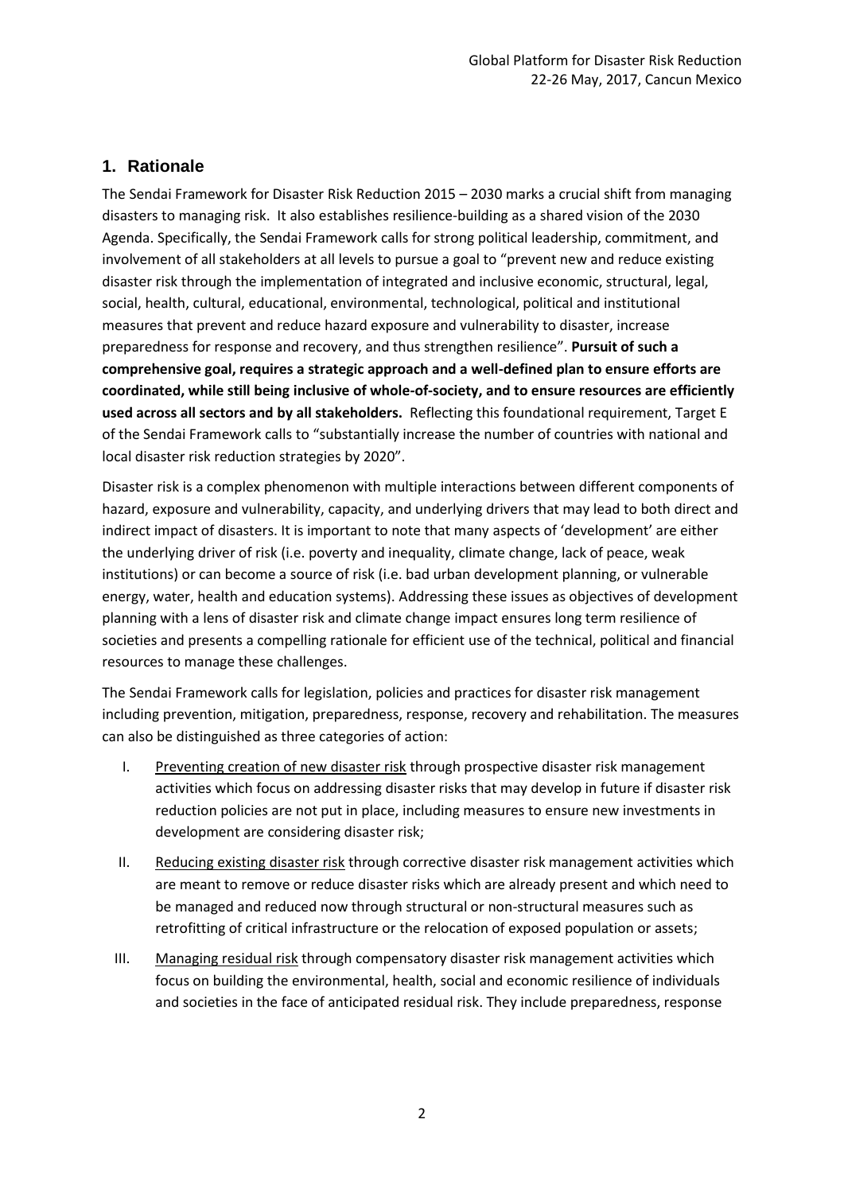## 1. Rationale

The Sendai Framework for Disaster Risk Reduction 2015 – 2030 marks a crucial shift from managing disasters to managing risk. It also establishes resilience-building as a shared vision of the 2030 Agenda. Specifically, the Sendai Framework calls for strong political leadership, commitment, and involvement of all stakeholders at all levels to pursue a goal to "prevent new and reduce existing disaster risk through the implementation of integrated and inclusive economic, structural, legal, social, health, cultural, educational, environmental, technological, political and institutional measures that prevent and reduce hazard exposure and vulnerability to disaster, increase preparedness for response and recovery, and thus strengthen resilience". **Pursuit of such a comprehensive goal, requires a strategic approach and a well-defined plan to ensure efforts are coordinated, while still being inclusive of whole-of-society, and to ensure resources are efficiently used across all sectors and by all stakeholders.** Reflecting this foundational requirement, Target E of the Sendai Framework calls to "substantially increase the number of countries with national and local disaster risk reduction strategies by 2020".

Disaster risk is a complex phenomenon with multiple interactions between different components of hazard, exposure and vulnerability, capacity, and underlying drivers that may lead to both direct and indirect impact of disasters. It is important to note that many aspects of 'development' are either the underlying driver of risk (i.e. poverty and inequality, climate change, lack of peace, weak institutions) or can become a source of risk (i.e. bad urban development planning, or vulnerable energy, water, health and education systems). Addressing these issues as objectives of development planning with a lens of disaster risk and climate change impact ensures long term resilience of societies and presents a compelling rationale for efficient use of the technical, political and financial resources to manage these challenges.

The Sendai Framework calls for legislation, policies and practices for disaster risk management including prevention, mitigation, preparedness, response, recovery and rehabilitation. The measures can also be distinguished as three categories of action:

I. Preventing creation of new disaster risk through prospective disaster risk management activities which focus on addressing disaster risks that may develop in future if disaster risk reduction policies are not put in place, including measures to ensure new investments in development are considering disaster risk;

II. Reducing existing disaster risk through corrective disaster risk management activities which are meant to remove or reduce disaster risks which are already present and which need to be managed and reduced now through structural or non-structural measures such as retrofitting of critical infrastructure or the relocation of exposed population or assets;

III. Managing residual risk through compensatory disaster risk management activities which focus on building the environmental, health, social and economic resilience of individuals and societies in the face of anticipated residual risk. They include preparedness, response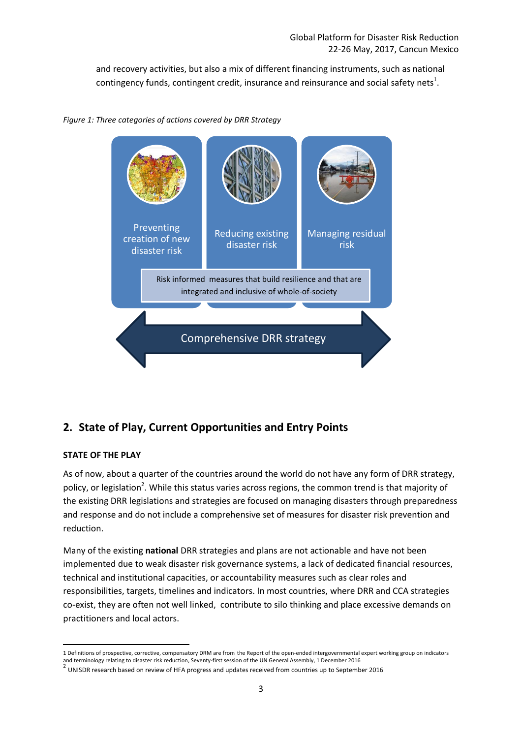and recovery activities, but also a mix of different financing instruments, such as national contingency funds, contingent credit, insurance and reinsurance and social safety nets[1].

*Figure 1: Three categories of actions covered by DRR Strategy*

Preventing creation of new disaster risk

Reducing existing disaster risk

Managing residual risk

Risk informed measures that build resilience and that are integrated and inclusive of whole-of-society

Comprehensive DRR strategy

## 2. State of Play, Current Opportunities and Entry Points

**STATE OF THE PLAY**

As of now, about a quarter of the countries around the world do not have any form of DRR strategy, policy, or legislation[2]. While this status varies across regions, the common trend is that majority of the existing DRR legislations and strategies are focused on managing disasters through preparedness and response and do not include a comprehensive set of measures for disaster risk prevention and reduction.

Many of the existing **national** DRR strategies and plans are not actionable and have not been implemented due to weak disaster risk governance systems, a lack of dedicated financial resources, technical and institutional capacities, or accountability measures such as clear roles and responsibilities, targets, timelines and indicators. In most countries, where DRR and CCA strategies co-exist, they are often not well linked, contribute to silo thinking and place excessive demands on practitioners and local actors.

---

1 Definitions of prospective, corrective, compensatory DRM are from the Report of the open-ended intergovernmental expert working group on indicators and terminology relating to disaster risk reduction, Seventy-first session of the UN General Assembly, 1 December 2016

2 UNISDR research based on review of HFA progress and updates received from countries up to September 2016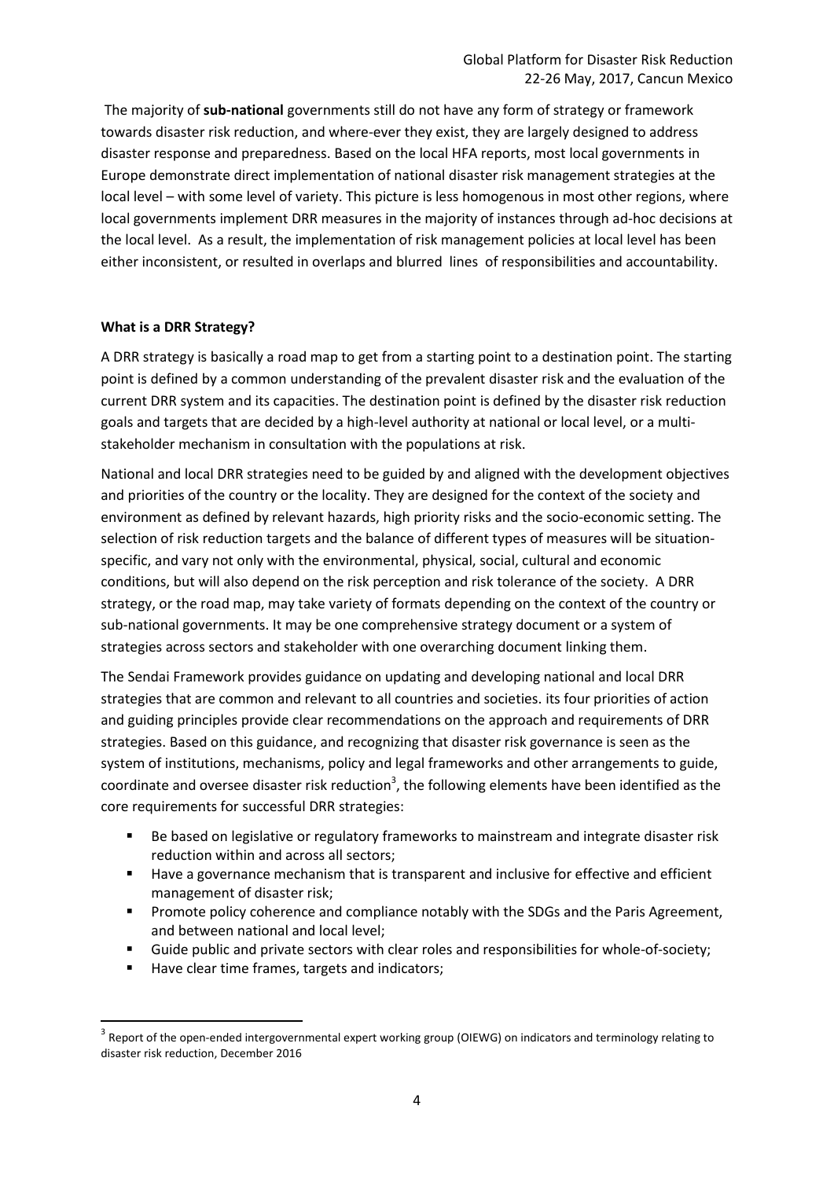The majority of **sub-national** governments still do not have any form of strategy or framework towards disaster risk reduction, and where-ever they exist, they are largely designed to address disaster response and preparedness. Based on the local HFA reports, most local governments in Europe demonstrate direct implementation of national disaster risk management strategies at the local level – with some level of variety. This picture is less homogenous in most other regions, where local governments implement DRR measures in the majority of instances through ad-hoc decisions at the local level. As a result, the implementation of risk management policies at local level has been either inconsistent, or resulted in overlaps and blurred lines of responsibilities and accountability.

**What is a DRR Strategy?**

A DRR strategy is basically a road map to get from a starting point to a destination point. The starting point is defined by a common understanding of the prevalent disaster risk and the evaluation of the current DRR system and its capacities. The destination point is defined by the disaster risk reduction goals and targets that are decided by a high-level authority at national or local level, or a multi-stakeholder mechanism in consultation with the populations at risk.

National and local DRR strategies need to be guided by and aligned with the development objectives and priorities of the country or the locality. They are designed for the context of the society and environment as defined by relevant hazards, high priority risks and the socio-economic setting. The selection of risk reduction targets and the balance of different types of measures will be situation-specific, and vary not only with the environmental, physical, social, cultural and economic conditions, but will also depend on the risk perception and risk tolerance of the society. A DRR strategy, or the road map, may take variety of formats depending on the context of the country or sub-national governments. It may be one comprehensive strategy document or a system of strategies across sectors and stakeholder with one overarching document linking them.

The Sendai Framework provides guidance on updating and developing national and local DRR strategies that are common and relevant to all countries and societies. its four priorities of action and guiding principles provide clear recommendations on the approach and requirements of DRR strategies. Based on this guidance, and recognizing that disaster risk governance is seen as the system of institutions, mechanisms, policy and legal frameworks and other arrangements to guide, coordinate and oversee disaster risk reduction[3], the following elements have been identified as the core requirements for successful DRR strategies:

- Be based on legislative or regulatory frameworks to mainstream and integrate disaster risk reduction within and across all sectors;
- Have a governance mechanism that is transparent and inclusive for effective and efficient management of disaster risk;
- Promote policy coherence and compliance notably with the SDGs and the Paris Agreement, and between national and local level;
- Guide public and private sectors with clear roles and responsibilities for whole-of-society;
- Have clear time frames, targets and indicators;

[3] Report of the open-ended intergovernmental expert working group (OIEWG) on indicators and terminology relating to disaster risk reduction, December 2016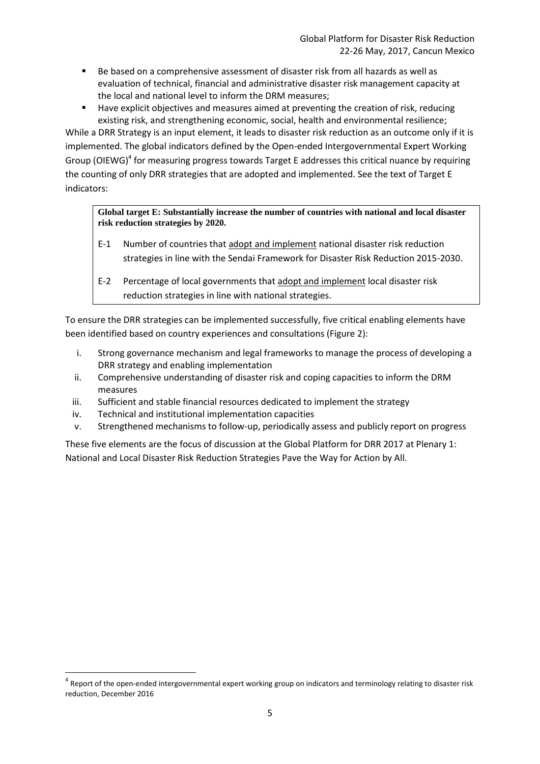- Be based on a comprehensive assessment of disaster risk from all hazards as well as evaluation of technical, financial and administrative disaster risk management capacity at the local and national level to inform the DRM measures;
- Have explicit objectives and measures aimed at preventing the creation of risk, reducing existing risk, and strengthening economic, social, health and environmental resilience;

While a DRR Strategy is an input element, it leads to disaster risk reduction as an outcome only if it is implemented. The global indicators defined by the Open-ended Intergovernmental Expert Working Group (OIEWG)[4] for measuring progress towards Target E addresses this critical nuance by requiring the counting of only DRR strategies that are adopted and implemented. See the text of Target E indicators:

> **Global target E: Substantially increase the number of countries with national and local disaster risk reduction strategies by 2020.**
>
> E-1 Number of countries that adopt and implement national disaster risk reduction strategies in line with the Sendai Framework for Disaster Risk Reduction 2015-2030.
>
> E-2 Percentage of local governments that adopt and implement local disaster risk reduction strategies in line with national strategies.

To ensure the DRR strategies can be implemented successfully, five critical enabling elements have been identified based on country experiences and consultations (Figure 2):

i. Strong governance mechanism and legal frameworks to manage the process of developing a DRR strategy and enabling implementation
ii. Comprehensive understanding of disaster risk and coping capacities to inform the DRM measures
iii. Sufficient and stable financial resources dedicated to implement the strategy
iv. Technical and institutional implementation capacities
v. Strengthened mechanisms to follow-up, periodically assess and publicly report on progress

These five elements are the focus of discussion at the Global Platform for DRR 2017 at Plenary 1: National and Local Disaster Risk Reduction Strategies Pave the Way for Action by All.

[4] Report of the open-ended intergovernmental expert working group on indicators and terminology relating to disaster risk reduction, December 2016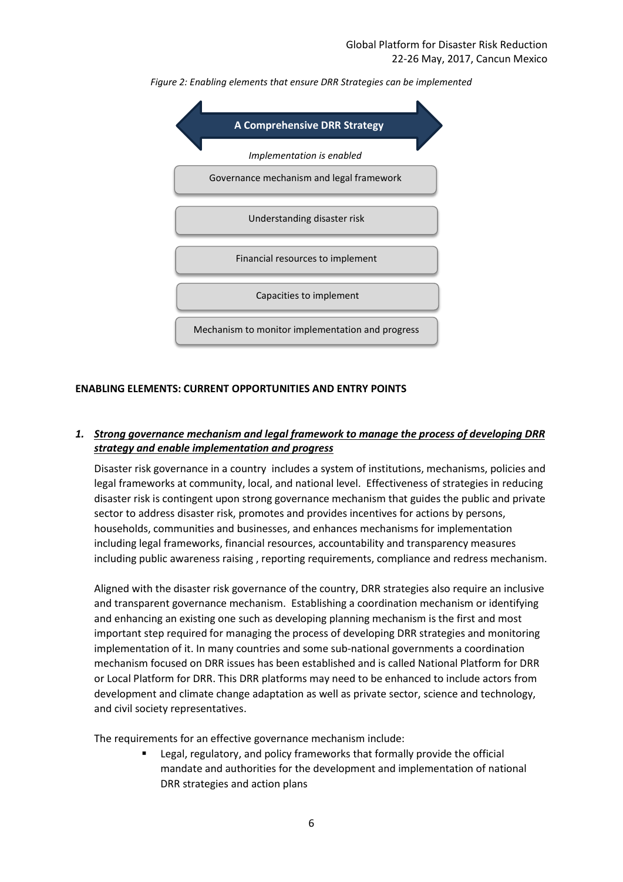*Figure 2: Enabling elements that ensure DRR Strategies can be implemented*

**A Comprehensive DRR Strategy**

*Implementation is enabled*

- Governance mechanism and legal framework
- Understanding disaster risk
- Financial resources to implement
- Capacities to implement
- Mechanism to monitor implementation and progress

## ENABLING ELEMENTS: CURRENT OPPORTUNITIES AND ENTRY POINTS

### 1. ***Strong governance mechanism and legal framework to manage the process of developing DRR strategy and enable implementation and progress***

Disaster risk governance in a country includes a system of institutions, mechanisms, policies and legal frameworks at community, local, and national level. Effectiveness of strategies in reducing disaster risk is contingent upon strong governance mechanism that guides the public and private sector to address disaster risk, promotes and provides incentives for actions by persons, households, communities and businesses, and enhances mechanisms for implementation including legal frameworks, financial resources, accountability and transparency measures including public awareness raising , reporting requirements, compliance and redress mechanism.

Aligned with the disaster risk governance of the country, DRR strategies also require an inclusive and transparent governance mechanism. Establishing a coordination mechanism or identifying and enhancing an existing one such as developing planning mechanism is the first and most important step required for managing the process of developing DRR strategies and monitoring implementation of it. In many countries and some sub-national governments a coordination mechanism focused on DRR issues has been established and is called National Platform for DRR or Local Platform for DRR. This DRR platforms may need to be enhanced to include actors from development and climate change adaptation as well as private sector, science and technology, and civil society representatives.

The requirements for an effective governance mechanism include:

- Legal, regulatory, and policy frameworks that formally provide the official mandate and authorities for the development and implementation of national DRR strategies and action plans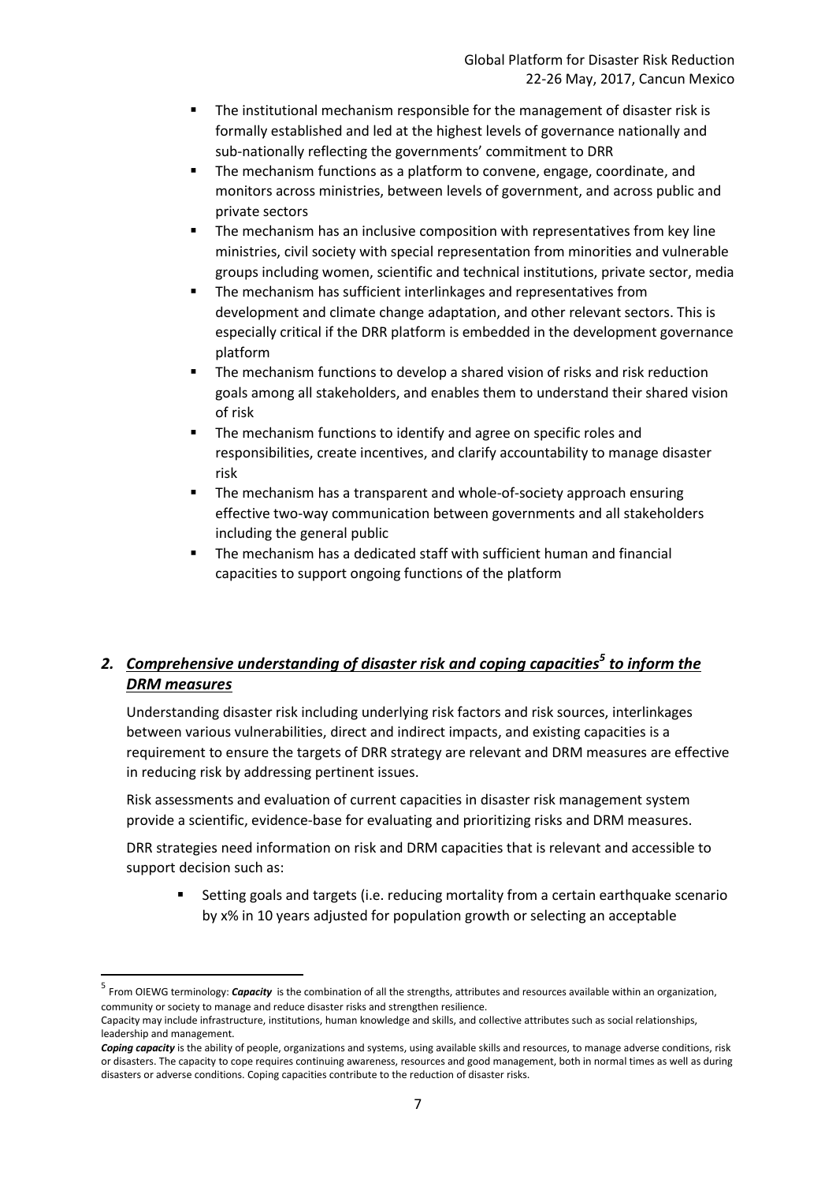- The institutional mechanism responsible for the management of disaster risk is formally established and led at the highest levels of governance nationally and sub-nationally reflecting the governments' commitment to DRR
- The mechanism functions as a platform to convene, engage, coordinate, and monitors across ministries, between levels of government, and across public and private sectors
- The mechanism has an inclusive composition with representatives from key line ministries, civil society with special representation from minorities and vulnerable groups including women, scientific and technical institutions, private sector, media
- The mechanism has sufficient interlinkages and representatives from development and climate change adaptation, and other relevant sectors. This is especially critical if the DRR platform is embedded in the development governance platform
- The mechanism functions to develop a shared vision of risks and risk reduction goals among all stakeholders, and enables them to understand their shared vision of risk
- The mechanism functions to identify and agree on specific roles and responsibilities, create incentives, and clarify accountability to manage disaster risk
- The mechanism has a transparent and whole-of-society approach ensuring effective two-way communication between governments and all stakeholders including the general public
- The mechanism has a dedicated staff with sufficient human and financial capacities to support ongoing functions of the platform

## *2. Comprehensive understanding of disaster risk and coping capacities[5] to inform the DRM measures*

Understanding disaster risk including underlying risk factors and risk sources, interlinkages between various vulnerabilities, direct and indirect impacts, and existing capacities is a requirement to ensure the targets of DRR strategy are relevant and DRM measures are effective in reducing risk by addressing pertinent issues.

Risk assessments and evaluation of current capacities in disaster risk management system provide a scientific, evidence-base for evaluating and prioritizing risks and DRM measures.

DRR strategies need information on risk and DRM capacities that is relevant and accessible to support decision such as:

- Setting goals and targets (i.e. reducing mortality from a certain earthquake scenario by x% in 10 years adjusted for population growth or selecting an acceptable

---

[5] From OIEWG terminology: ***Capacity*** is the combination of all the strengths, attributes and resources available within an organization, community or society to manage and reduce disaster risks and strengthen resilience.
Capacity may include infrastructure, institutions, human knowledge and skills, and collective attributes such as social relationships, leadership and management.
***Coping capacity*** is the ability of people, organizations and systems, using available skills and resources, to manage adverse conditions, risk or disasters. The capacity to cope requires continuing awareness, resources and good management, both in normal times as well as during disasters or adverse conditions. Coping capacities contribute to the reduction of disaster risks.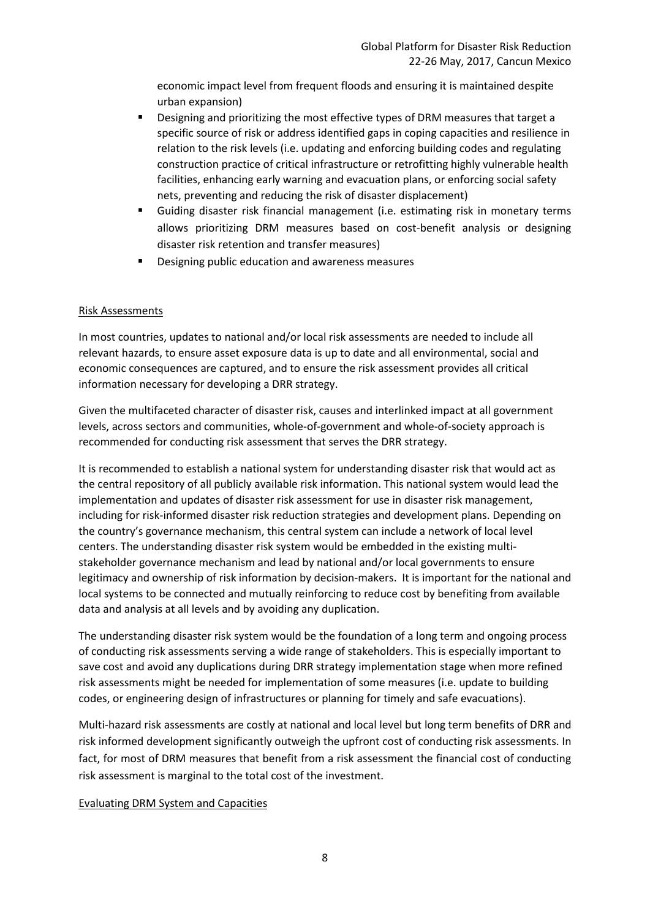economic impact level from frequent floods and ensuring it is maintained despite urban expansion)

- Designing and prioritizing the most effective types of DRM measures that target a specific source of risk or address identified gaps in coping capacities and resilience in relation to the risk levels (i.e. updating and enforcing building codes and regulating construction practice of critical infrastructure or retrofitting highly vulnerable health facilities, enhancing early warning and evacuation plans, or enforcing social safety nets, preventing and reducing the risk of disaster displacement)
- Guiding disaster risk financial management (i.e. estimating risk in monetary terms allows prioritizing DRM measures based on cost-benefit analysis or designing disaster risk retention and transfer measures)
- Designing public education and awareness measures

<u>Risk Assessments</u>

In most countries, updates to national and/or local risk assessments are needed to include all relevant hazards, to ensure asset exposure data is up to date and all environmental, social and economic consequences are captured, and to ensure the risk assessment provides all critical information necessary for developing a DRR strategy.

Given the multifaceted character of disaster risk, causes and interlinked impact at all government levels, across sectors and communities, whole-of-government and whole-of-society approach is recommended for conducting risk assessment that serves the DRR strategy.

It is recommended to establish a national system for understanding disaster risk that would act as the central repository of all publicly available risk information. This national system would lead the implementation and updates of disaster risk assessment for use in disaster risk management, including for risk-informed disaster risk reduction strategies and development plans. Depending on the country's governance mechanism, this central system can include a network of local level centers. The understanding disaster risk system would be embedded in the existing multi-stakeholder governance mechanism and lead by national and/or local governments to ensure legitimacy and ownership of risk information by decision-makers. It is important for the national and local systems to be connected and mutually reinforcing to reduce cost by benefiting from available data and analysis at all levels and by avoiding any duplication.

The understanding disaster risk system would be the foundation of a long term and ongoing process of conducting risk assessments serving a wide range of stakeholders. This is especially important to save cost and avoid any duplications during DRR strategy implementation stage when more refined risk assessments might be needed for implementation of some measures (i.e. update to building codes, or engineering design of infrastructures or planning for timely and safe evacuations).

Multi-hazard risk assessments are costly at national and local level but long term benefits of DRR and risk informed development significantly outweigh the upfront cost of conducting risk assessments. In fact, for most of DRM measures that benefit from a risk assessment the financial cost of conducting risk assessment is marginal to the total cost of the investment.

<u>Evaluating DRM System and Capacities</u>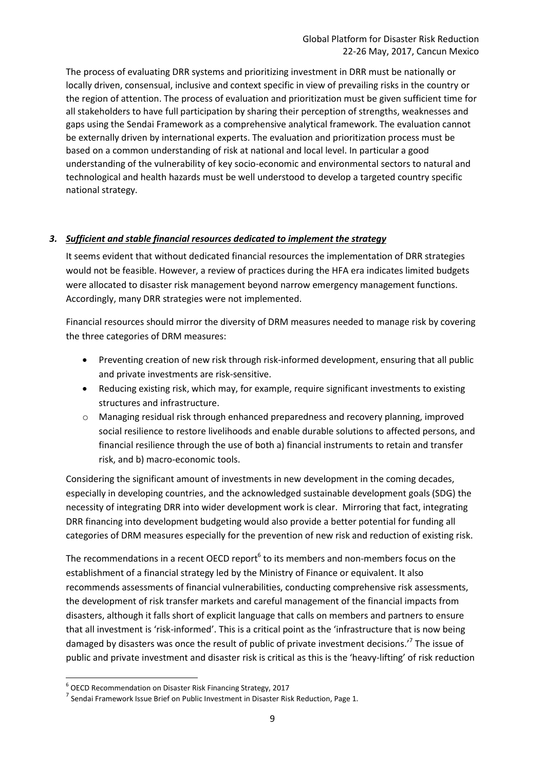The process of evaluating DRR systems and prioritizing investment in DRR must be nationally or locally driven, consensual, inclusive and context specific in view of prevailing risks in the country or the region of attention. The process of evaluation and prioritization must be given sufficient time for all stakeholders to have full participation by sharing their perception of strengths, weaknesses and gaps using the Sendai Framework as a comprehensive analytical framework. The evaluation cannot be externally driven by international experts. The evaluation and prioritization process must be based on a common understanding of risk at national and local level. In particular a good understanding of the vulnerability of key socio-economic and environmental sectors to natural and technological and health hazards must be well understood to develop a targeted country specific national strategy.

### 3. ***Sufficient and stable financial resources dedicated to implement the strategy***

It seems evident that without dedicated financial resources the implementation of DRR strategies would not be feasible. However, a review of practices during the HFA era indicates limited budgets were allocated to disaster risk management beyond narrow emergency management functions. Accordingly, many DRR strategies were not implemented.

Financial resources should mirror the diversity of DRM measures needed to manage risk by covering the three categories of DRM measures:

- Preventing creation of new risk through risk-informed development, ensuring that all public and private investments are risk-sensitive.
- Reducing existing risk, which may, for example, require significant investments to existing structures and infrastructure.
- Managing residual risk through enhanced preparedness and recovery planning, improved social resilience to restore livelihoods and enable durable solutions to affected persons, and financial resilience through the use of both a) financial instruments to retain and transfer risk, and b) macro-economic tools.

Considering the significant amount of investments in new development in the coming decades, especially in developing countries, and the acknowledged sustainable development goals (SDG) the necessity of integrating DRR into wider development work is clear. Mirroring that fact, integrating DRR financing into development budgeting would also provide a better potential for funding all categories of DRM measures especially for the prevention of new risk and reduction of existing risk.

The recommendations in a recent OECD report[6] to its members and non-members focus on the establishment of a financial strategy led by the Ministry of Finance or equivalent. It also recommends assessments of financial vulnerabilities, conducting comprehensive risk assessments, the development of risk transfer markets and careful management of the financial impacts from disasters, although it falls short of explicit language that calls on members and partners to ensure that all investment is 'risk-informed'. This is a critical point as the 'infrastructure that is now being damaged by disasters was once the result of public of private investment decisions.'[7] The issue of public and private investment and disaster risk is critical as this is the 'heavy-lifting' of risk reduction

---

[6] OECD Recommendation on Disaster Risk Financing Strategy, 2017

[7] Sendai Framework Issue Brief on Public Investment in Disaster Risk Reduction, Page 1.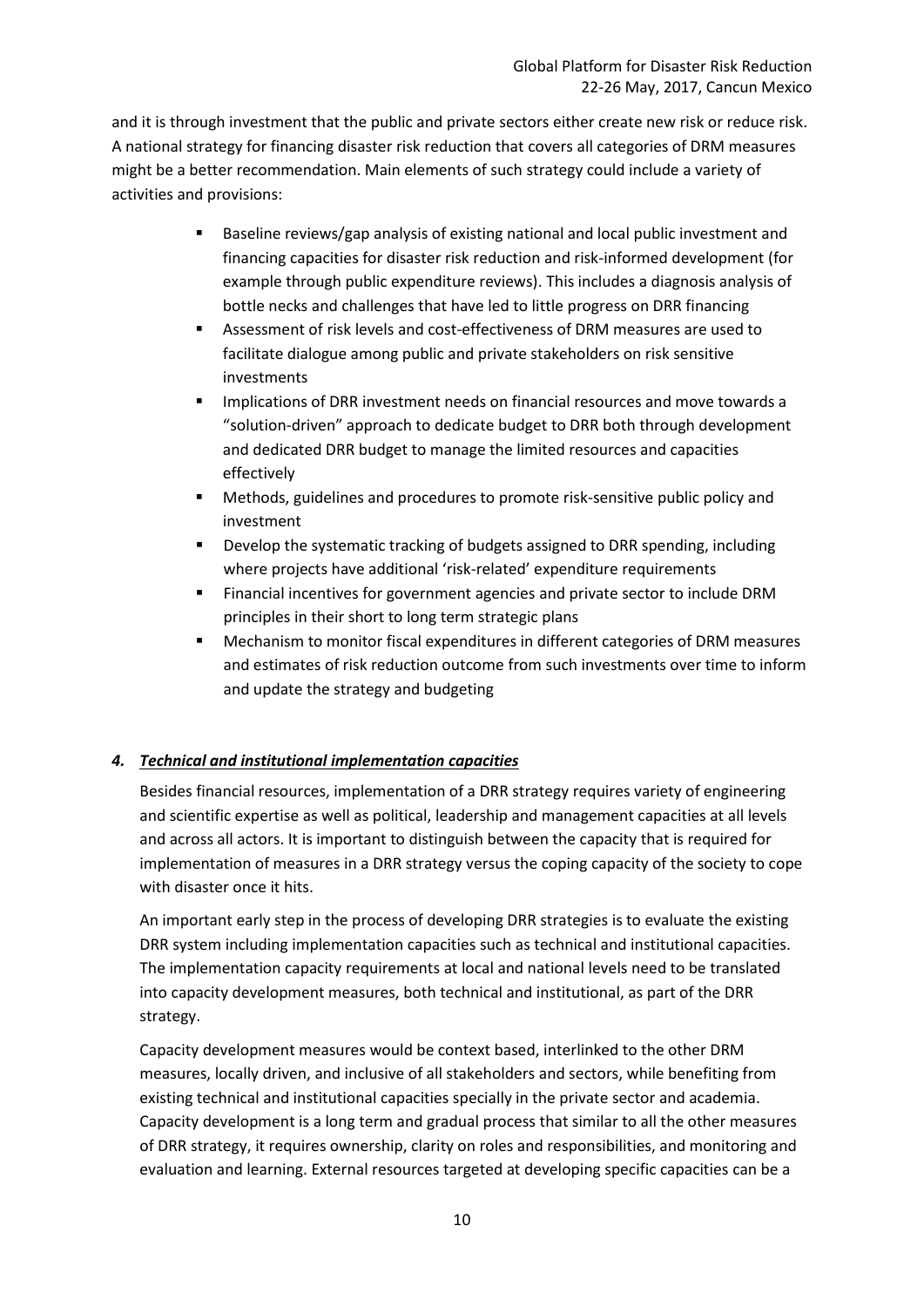and it is through investment that the public and private sectors either create new risk or reduce risk. A national strategy for financing disaster risk reduction that covers all categories of DRM measures might be a better recommendation. Main elements of such strategy could include a variety of activities and provisions:

- Baseline reviews/gap analysis of existing national and local public investment and financing capacities for disaster risk reduction and risk-informed development (for example through public expenditure reviews). This includes a diagnosis analysis of bottle necks and challenges that have led to little progress on DRR financing
- Assessment of risk levels and cost-effectiveness of DRM measures are used to facilitate dialogue among public and private stakeholders on risk sensitive investments
- Implications of DRR investment needs on financial resources and move towards a "solution-driven" approach to dedicate budget to DRR both through development and dedicated DRR budget to manage the limited resources and capacities effectively
- Methods, guidelines and procedures to promote risk-sensitive public policy and investment
- Develop the systematic tracking of budgets assigned to DRR spending, including where projects have additional 'risk-related' expenditure requirements
- Financial incentives for government agencies and private sector to include DRM principles in their short to long term strategic plans
- Mechanism to monitor fiscal expenditures in different categories of DRM measures and estimates of risk reduction outcome from such investments over time to inform and update the strategy and budgeting

### *4. Technical and institutional implementation capacities*

Besides financial resources, implementation of a DRR strategy requires variety of engineering and scientific expertise as well as political, leadership and management capacities at all levels and across all actors. It is important to distinguish between the capacity that is required for implementation of measures in a DRR strategy versus the coping capacity of the society to cope with disaster once it hits.

An important early step in the process of developing DRR strategies is to evaluate the existing DRR system including implementation capacities such as technical and institutional capacities. The implementation capacity requirements at local and national levels need to be translated into capacity development measures, both technical and institutional, as part of the DRR strategy.

Capacity development measures would be context based, interlinked to the other DRM measures, locally driven, and inclusive of all stakeholders and sectors, while benefiting from existing technical and institutional capacities specially in the private sector and academia. Capacity development is a long term and gradual process that similar to all the other measures of DRR strategy, it requires ownership, clarity on roles and responsibilities, and monitoring and evaluation and learning. External resources targeted at developing specific capacities can be a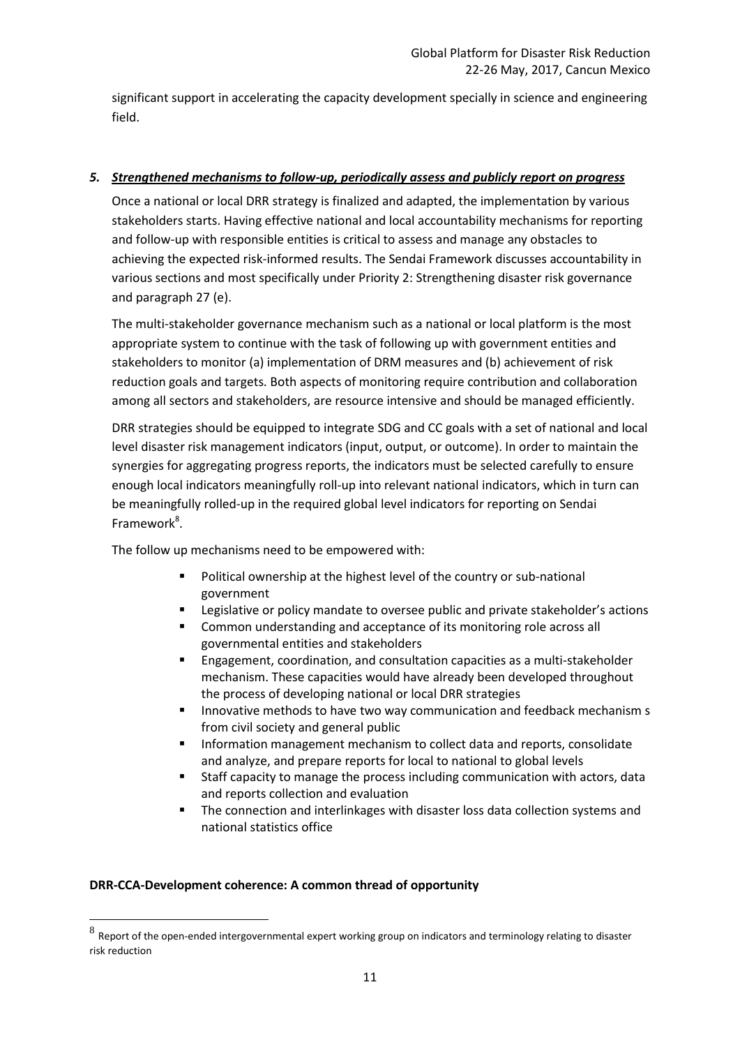significant support in accelerating the capacity development specially in science and engineering field.

### *5. Strengthened mechanisms to follow-up, periodically assess and publicly report on progress*

Once a national or local DRR strategy is finalized and adapted, the implementation by various stakeholders starts. Having effective national and local accountability mechanisms for reporting and follow-up with responsible entities is critical to assess and manage any obstacles to achieving the expected risk-informed results. The Sendai Framework discusses accountability in various sections and most specifically under Priority 2: Strengthening disaster risk governance and paragraph 27 (e).

The multi-stakeholder governance mechanism such as a national or local platform is the most appropriate system to continue with the task of following up with government entities and stakeholders to monitor (a) implementation of DRM measures and (b) achievement of risk reduction goals and targets. Both aspects of monitoring require contribution and collaboration among all sectors and stakeholders, are resource intensive and should be managed efficiently.

DRR strategies should be equipped to integrate SDG and CC goals with a set of national and local level disaster risk management indicators (input, output, or outcome). In order to maintain the synergies for aggregating progress reports, the indicators must be selected carefully to ensure enough local indicators meaningfully roll-up into relevant national indicators, which in turn can be meaningfully rolled-up in the required global level indicators for reporting on Sendai Framework[8].

The follow up mechanisms need to be empowered with:

- Political ownership at the highest level of the country or sub-national government
- Legislative or policy mandate to oversee public and private stakeholder's actions
- Common understanding and acceptance of its monitoring role across all governmental entities and stakeholders
- Engagement, coordination, and consultation capacities as a multi-stakeholder mechanism. These capacities would have already been developed throughout the process of developing national or local DRR strategies
- Innovative methods to have two way communication and feedback mechanism s from civil society and general public
- Information management mechanism to collect data and reports, consolidate and analyze, and prepare reports for local to national to global levels
- Staff capacity to manage the process including communication with actors, data and reports collection and evaluation
- The connection and interlinkages with disaster loss data collection systems and national statistics office

**DRR-CCA-Development coherence: A common thread of opportunity**

[8] Report of the open-ended intergovernmental expert working group on indicators and terminology relating to disaster risk reduction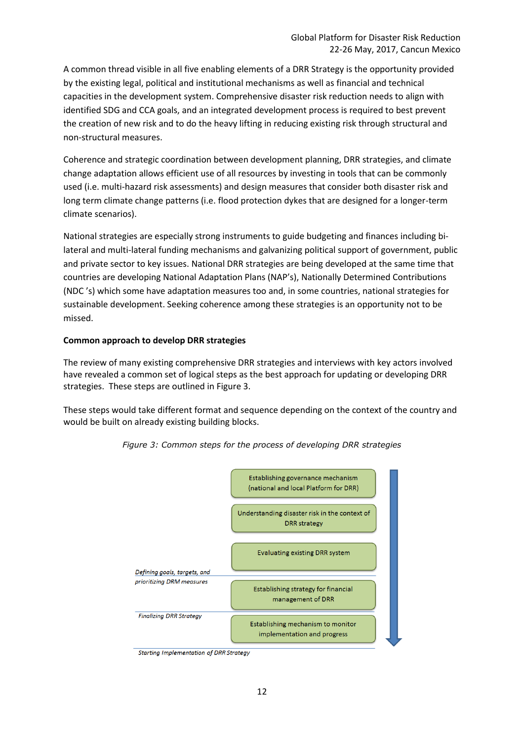A common thread visible in all five enabling elements of a DRR Strategy is the opportunity provided by the existing legal, political and institutional mechanisms as well as financial and technical capacities in the development system. Comprehensive disaster risk reduction needs to align with identified SDG and CCA goals, and an integrated development process is required to best prevent the creation of new risk and to do the heavy lifting in reducing existing risk through structural and non-structural measures.

Coherence and strategic coordination between development planning, DRR strategies, and climate change adaptation allows efficient use of all resources by investing in tools that can be commonly used (i.e. multi-hazard risk assessments) and design measures that consider both disaster risk and long term climate change patterns (i.e. flood protection dykes that are designed for a longer-term climate scenarios).

National strategies are especially strong instruments to guide budgeting and finances including bi-lateral and multi-lateral funding mechanisms and galvanizing political support of government, public and private sector to key issues. National DRR strategies are being developed at the same time that countries are developing National Adaptation Plans (NAP's), Nationally Determined Contributions (NDC 's) which some have adaptation measures too and, in some countries, national strategies for sustainable development. Seeking coherence among these strategies is an opportunity not to be missed.

**Common approach to develop DRR strategies**

The review of many existing comprehensive DRR strategies and interviews with key actors involved have revealed a common set of logical steps as the best approach for updating or developing DRR strategies. These steps are outlined in Figure 3.

These steps would take different format and sequence depending on the context of the country and would be built on already existing building blocks.

*Figure 3: Common steps for the process of developing DRR strategies*

- Establishing governance mechanism (national and local Platform for DRR)
- Understanding disaster risk in the context of DRR strategy
- Evaluating existing DRR system

*Defining goals, targets, and prioritizing DRM measures*

- Establishing strategy for financial management of DRR

*Finalizing DRR Strategy*

- Establishing mechanism to monitor implementation and progress

*Starting Implementation of DRR Strategy*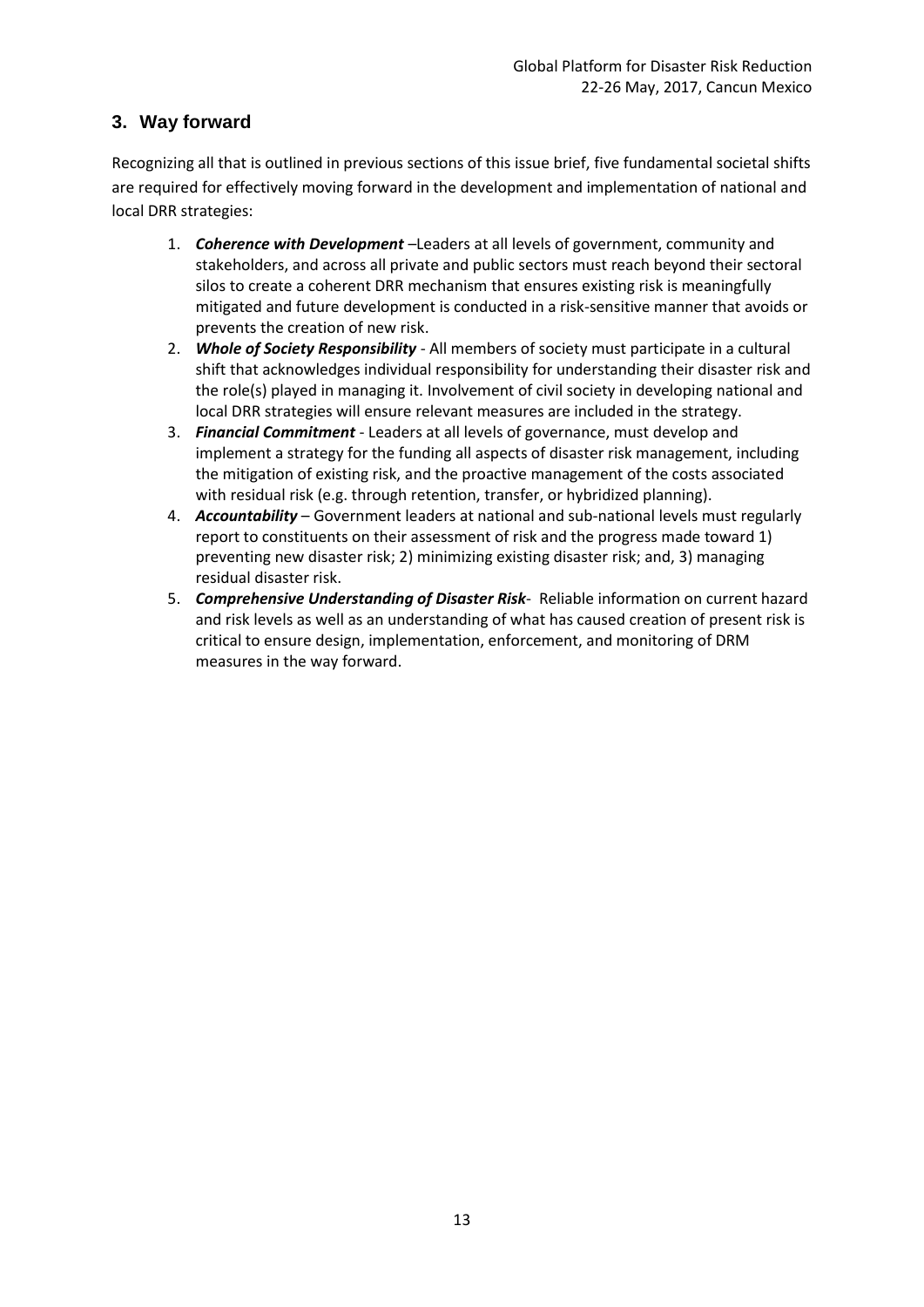## 3. Way forward

Recognizing all that is outlined in previous sections of this issue brief, five fundamental societal shifts are required for effectively moving forward in the development and implementation of national and local DRR strategies:

1. ***Coherence with Development*** –Leaders at all levels of government, community and stakeholders, and across all private and public sectors must reach beyond their sectoral silos to create a coherent DRR mechanism that ensures existing risk is meaningfully mitigated and future development is conducted in a risk-sensitive manner that avoids or prevents the creation of new risk.
2. ***Whole of Society Responsibility*** - All members of society must participate in a cultural shift that acknowledges individual responsibility for understanding their disaster risk and the role(s) played in managing it. Involvement of civil society in developing national and local DRR strategies will ensure relevant measures are included in the strategy.
3. ***Financial Commitment*** - Leaders at all levels of governance, must develop and implement a strategy for the funding all aspects of disaster risk management, including the mitigation of existing risk, and the proactive management of the costs associated with residual risk (e.g. through retention, transfer, or hybridized planning).
4. ***Accountability*** – Government leaders at national and sub-national levels must regularly report to constituents on their assessment of risk and the progress made toward 1) preventing new disaster risk; 2) minimizing existing disaster risk; and, 3) managing residual disaster risk.
5. ***Comprehensive Understanding of Disaster Risk***- Reliable information on current hazard and risk levels as well as an understanding of what has caused creation of present risk is critical to ensure design, implementation, enforcement, and monitoring of DRM measures in the way forward.